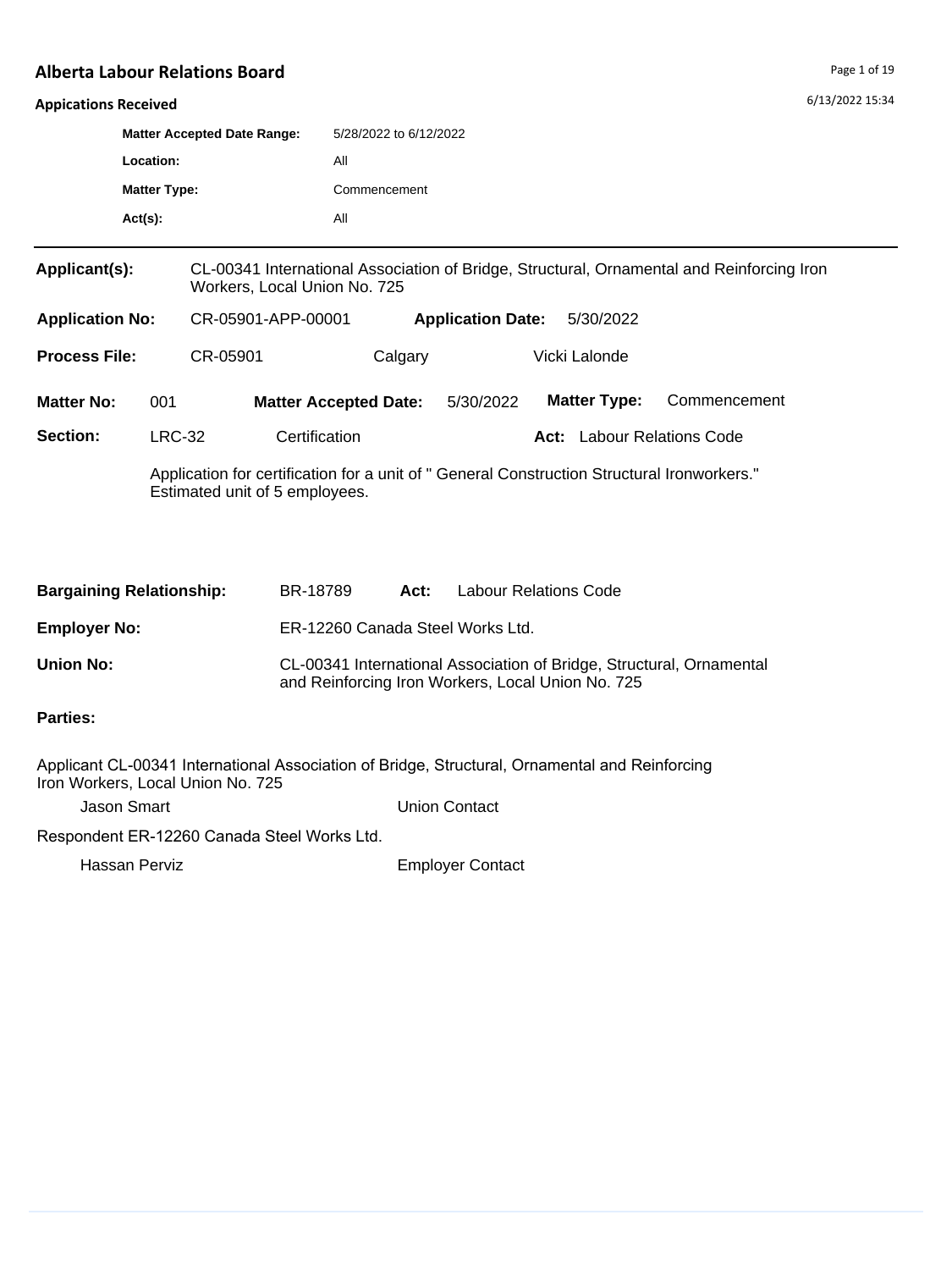# Alberta Labour Relations Board

## Appications Received

6/13/2022 15:34

| | |
|---|---|
| **Matter Accepted Date Range:** | 5/28/2022 to 6/12/2022 |
| **Location:** | All |
| **Matter Type:** | Commencement |
| **Act(s):** | All |

---

**Applicant(s):** CL-00341 International Association of Bridge, Structural, Ornamental and Reinforcing Iron Workers, Local Union No. 725

**Application No:** CR-05901-APP-00001 **Application Date:** 5/30/2022

**Process File:** CR-05901 Calgary Vicki Lalonde

**Matter No:** 001 **Matter Accepted Date:** 5/30/2022 **Matter Type:** Commencement

**Section:** LRC-32 Certification **Act:** Labour Relations Code

Application for certification for a unit of " General Construction Structural Ironworkers." Estimated unit of 5 employees.

**Bargaining Relationship:** BR-18789 **Act:** Labour Relations Code

**Employer No:** ER-12260 Canada Steel Works Ltd.

**Union No:** CL-00341 International Association of Bridge, Structural, Ornamental and Reinforcing Iron Workers, Local Union No. 725

**Parties:**

Applicant CL-00341 International Association of Bridge, Structural, Ornamental and Reinforcing Iron Workers, Local Union No. 725

| | |
|---|---|
| Jason Smart | Union Contact |

Respondent ER-12260 Canada Steel Works Ltd.

| | |
|---|---|
| Hassan Perviz | Employer Contact |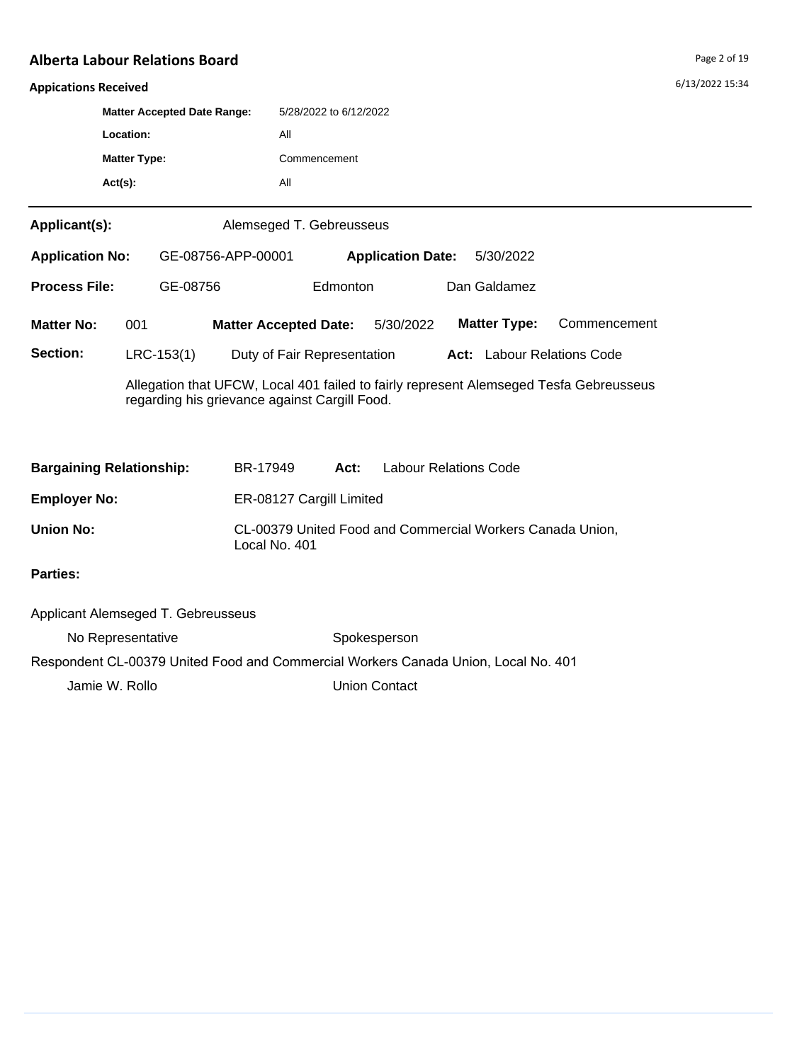# Alberta Labour Relations Board

## Appications Received

| | |
|---|---|
| **Matter Accepted Date Range:** | 5/28/2022 to 6/12/2022 |
| **Location:** | All |
| **Matter Type:** | Commencement |
| **Act(s):** | All |

---

**Applicant(s):** Alemseged T. Gebreusseus

**Application No:** GE-08756-APP-00001 **Application Date:** 5/30/2022

**Process File:** GE-08756 Edmonton Dan Galdamez

**Matter No:** 001 **Matter Accepted Date:** 5/30/2022 **Matter Type:** Commencement

**Section:** LRC-153(1) Duty of Fair Representation **Act:** Labour Relations Code

Allegation that UFCW, Local 401 failed to fairly represent Alemseged Tesfa Gebreusseus regarding his grievance against Cargill Food.

**Bargaining Relationship:** BR-17949 **Act:** Labour Relations Code

**Employer No:** ER-08127 Cargill Limited

**Union No:** CL-00379 United Food and Commercial Workers Canada Union, Local No. 401

**Parties:**

Applicant Alemseged T. Gebreusseus

No Representative Spokesperson

Respondent CL-00379 United Food and Commercial Workers Canada Union, Local No. 401

Jamie W. Rollo Union Contact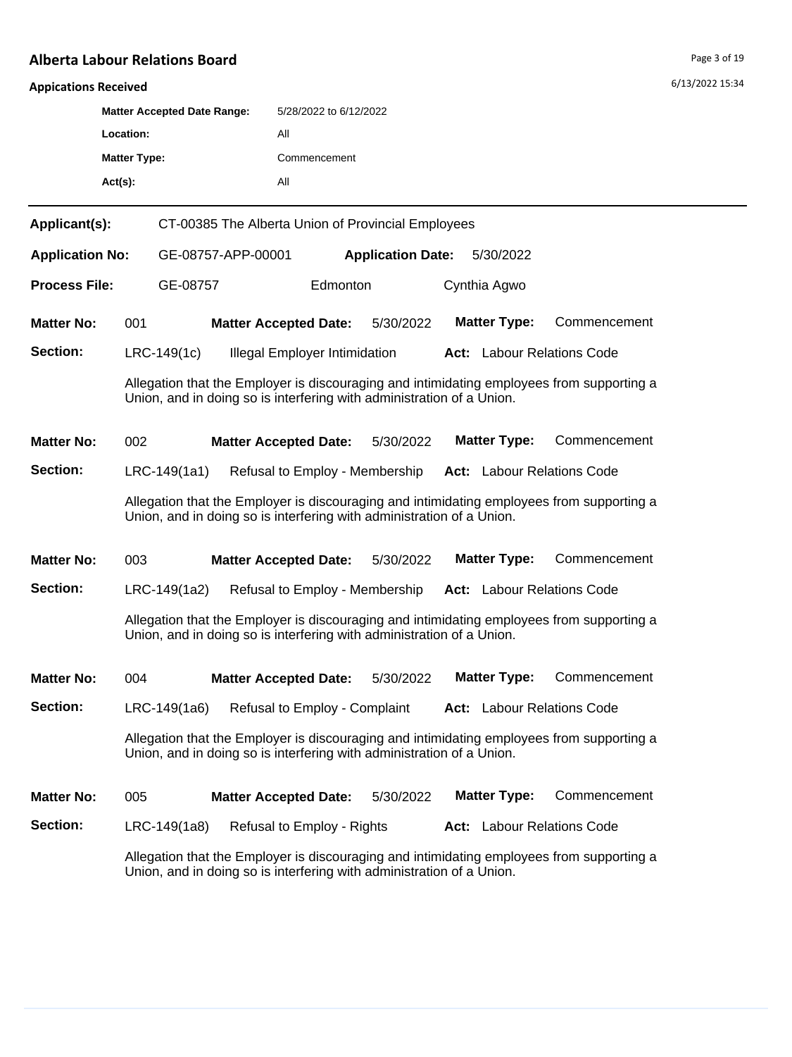## Alberta Labour Relations Board

**Appications Received**

| | |
|---|---|
| **Matter Accepted Date Range:** | 5/28/2022 to 6/12/2022 |
| **Location:** | All |
| **Matter Type:** | Commencement |
| **Act(s):** | All |

---

**Applicant(s):** CT-00385 The Alberta Union of Provincial Employees

**Application No:** GE-08757-APP-00001 **Application Date:** 5/30/2022

**Process File:** GE-08757 Edmonton Cynthia Agwo

**Matter No:** 001 **Matter Accepted Date:** 5/30/2022 **Matter Type:** Commencement

**Section:** LRC-149(1c) Illegal Employer Intimidation **Act:** Labour Relations Code

Allegation that the Employer is discouraging and intimidating employees from supporting a Union, and in doing so is interfering with administration of a Union.

**Matter No:** 002 **Matter Accepted Date:** 5/30/2022 **Matter Type:** Commencement

**Section:** LRC-149(1a1) Refusal to Employ - Membership **Act:** Labour Relations Code

Allegation that the Employer is discouraging and intimidating employees from supporting a Union, and in doing so is interfering with administration of a Union.

**Matter No:** 003 **Matter Accepted Date:** 5/30/2022 **Matter Type:** Commencement

**Section:** LRC-149(1a2) Refusal to Employ - Membership **Act:** Labour Relations Code

Allegation that the Employer is discouraging and intimidating employees from supporting a Union, and in doing so is interfering with administration of a Union.

**Matter No:** 004 **Matter Accepted Date:** 5/30/2022 **Matter Type:** Commencement

**Section:** LRC-149(1a6) Refusal to Employ - Complaint **Act:** Labour Relations Code

Allegation that the Employer is discouraging and intimidating employees from supporting a Union, and in doing so is interfering with administration of a Union.

**Matter No:** 005 **Matter Accepted Date:** 5/30/2022 **Matter Type:** Commencement

**Section:** LRC-149(1a8) Refusal to Employ - Rights **Act:** Labour Relations Code

Allegation that the Employer is discouraging and intimidating employees from supporting a Union, and in doing so is interfering with administration of a Union.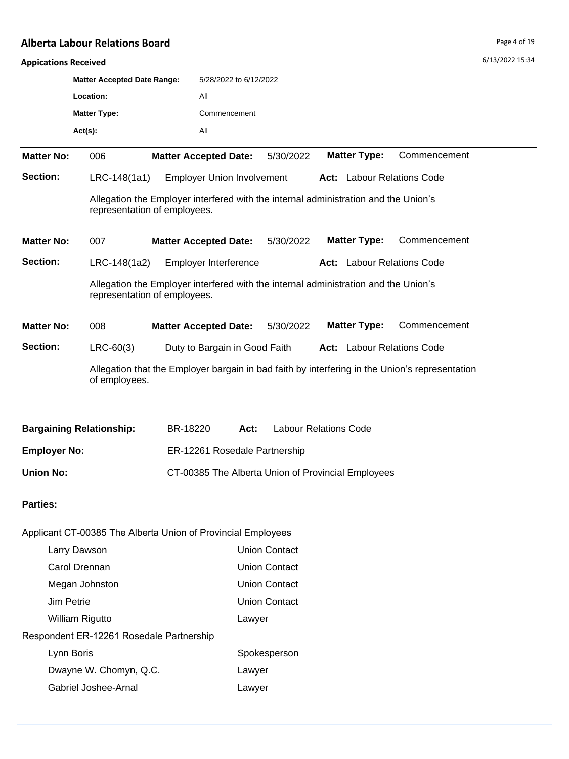**Alberta Labour Relations Board**

**Appications Received**

| | |
|---|---|
| **Matter Accepted Date Range:** | 5/28/2022 to 6/12/2022 |
| **Location:** | All |
| **Matter Type:** | Commencement |
| **Act(s):** | All |

---

**Matter No:** 006 **Matter Accepted Date:** 5/30/2022 **Matter Type:** Commencement

**Section:** LRC-148(1a1) Employer Union Involvement **Act:** Labour Relations Code

Allegation the Employer interfered with the internal administration and the Union's representation of employees.

**Matter No:** 007 **Matter Accepted Date:** 5/30/2022 **Matter Type:** Commencement

**Section:** LRC-148(1a2) Employer Interference **Act:** Labour Relations Code

Allegation the Employer interfered with the internal administration and the Union's representation of employees.

**Matter No:** 008 **Matter Accepted Date:** 5/30/2022 **Matter Type:** Commencement

**Section:** LRC-60(3) Duty to Bargain in Good Faith **Act:** Labour Relations Code

Allegation that the Employer bargain in bad faith by interfering in the Union's representation of employees.

**Bargaining Relationship:** BR-18220 **Act:** Labour Relations Code

**Employer No:** ER-12261 Rosedale Partnership

**Union No:** CT-00385 The Alberta Union of Provincial Employees

**Parties:**

Applicant CT-00385 The Alberta Union of Provincial Employees

| | |
|---|---|
| Larry Dawson | Union Contact |
| Carol Drennan | Union Contact |
| Megan Johnston | Union Contact |
| Jim Petrie | Union Contact |
| William Rigutto | Lawyer |

Respondent ER-12261 Rosedale Partnership

| | |
|---|---|
| Lynn Boris | Spokesperson |
| Dwayne W. Chomyn, Q.C. | Lawyer |
| Gabriel Joshee-Arnal | Lawyer |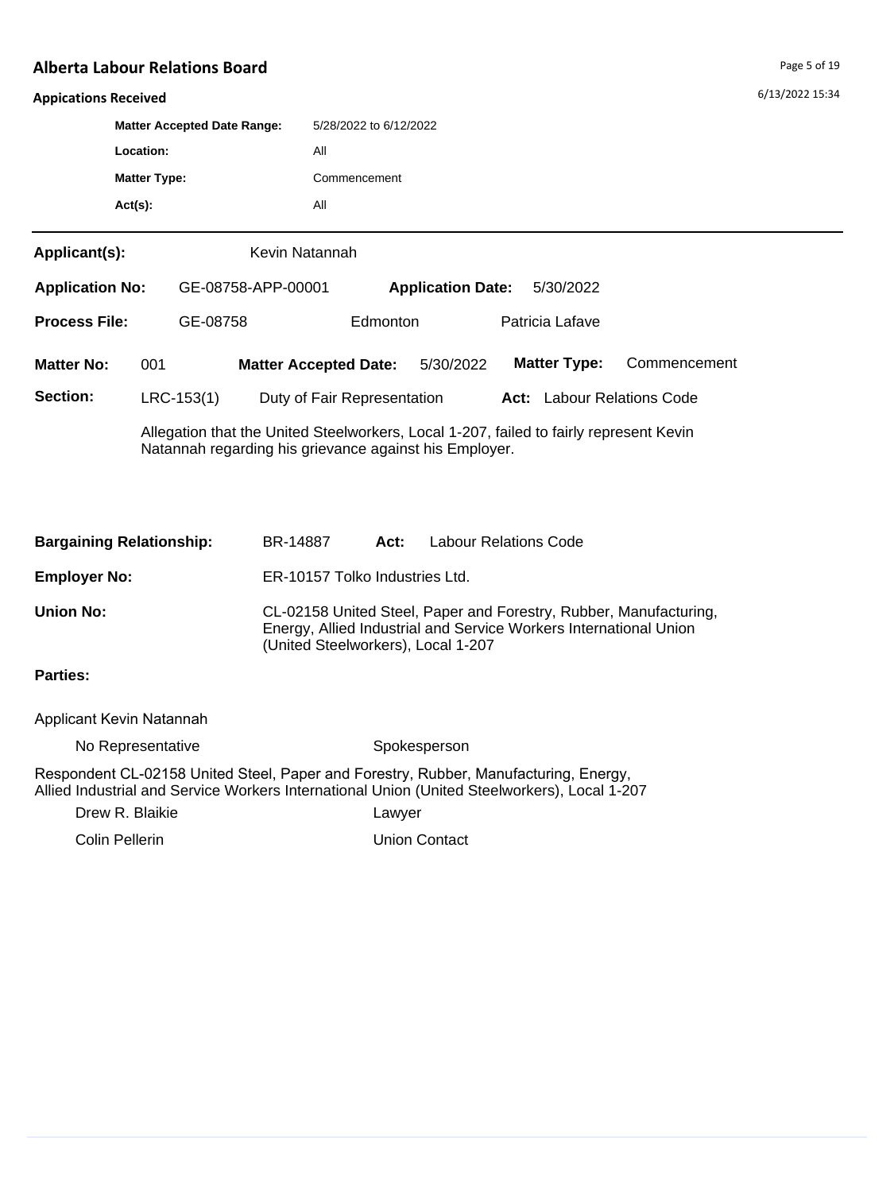**Alberta Labour Relations Board**

**Appications Received**

| | |
|---|---|
| **Matter Accepted Date Range:** | 5/28/2022 to 6/12/2022 |
| **Location:** | All |
| **Matter Type:** | Commencement |
| **Act(s):** | All |

---

**Applicant(s):** Kevin Natannah

**Application No:** GE-08758-APP-00001 **Application Date:** 5/30/2022

**Process File:** GE-08758 Edmonton Patricia Lafave

**Matter No:** 001 **Matter Accepted Date:** 5/30/2022 **Matter Type:** Commencement

**Section:** LRC-153(1) Duty of Fair Representation **Act:** Labour Relations Code

Allegation that the United Steelworkers, Local 1-207, failed to fairly represent Kevin Natannah regarding his grievance against his Employer.

**Bargaining Relationship:** BR-14887 **Act:** Labour Relations Code

**Employer No:** ER-10157 Tolko Industries Ltd.

**Union No:** CL-02158 United Steel, Paper and Forestry, Rubber, Manufacturing, Energy, Allied Industrial and Service Workers International Union (United Steelworkers), Local 1-207

**Parties:**

Applicant Kevin Natannah

| | |
|---|---|
| No Representative | Spokesperson |

Respondent CL-02158 United Steel, Paper and Forestry, Rubber, Manufacturing, Energy, Allied Industrial and Service Workers International Union (United Steelworkers), Local 1-207

| | |
|---|---|
| Drew R. Blaikie | Lawyer |
| Colin Pellerin | Union Contact |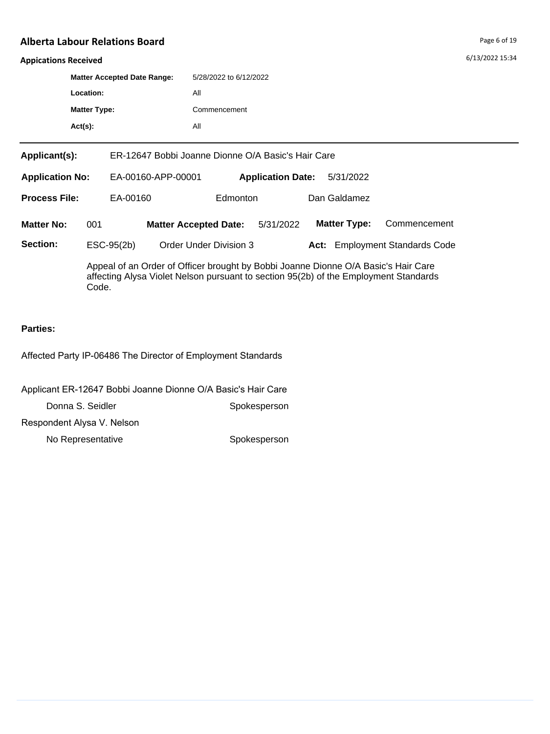## Alberta Labour Relations Board

**Appications Received**

| | |
|---|---|
| **Matter Accepted Date Range:** | 5/28/2022 to 6/12/2022 |
| **Location:** | All |
| **Matter Type:** | Commencement |
| **Act(s):** | All |

---

**Applicant(s):** ER-12647 Bobbi Joanne Dionne O/A Basic's Hair Care

**Application No:** EA-00160-APP-00001 **Application Date:** 5/31/2022

**Process File:** EA-00160 Edmonton Dan Galdamez

**Matter No:** 001 **Matter Accepted Date:** 5/31/2022 **Matter Type:** Commencement

**Section:** ESC-95(2b) Order Under Division 3 **Act:** Employment Standards Code

Appeal of an Order of Officer brought by Bobbi Joanne Dionne O/A Basic's Hair Care affecting Alysa Violet Nelson pursuant to section 95(2b) of the Employment Standards Code.

**Parties:**

Affected Party IP-06486 The Director of Employment Standards

Applicant ER-12647 Bobbi Joanne Dionne O/A Basic's Hair Care

| | |
|---|---|
| Donna S. Seidler | Spokesperson |

Respondent Alysa V. Nelson

| | |
|---|---|
| No Representative | Spokesperson |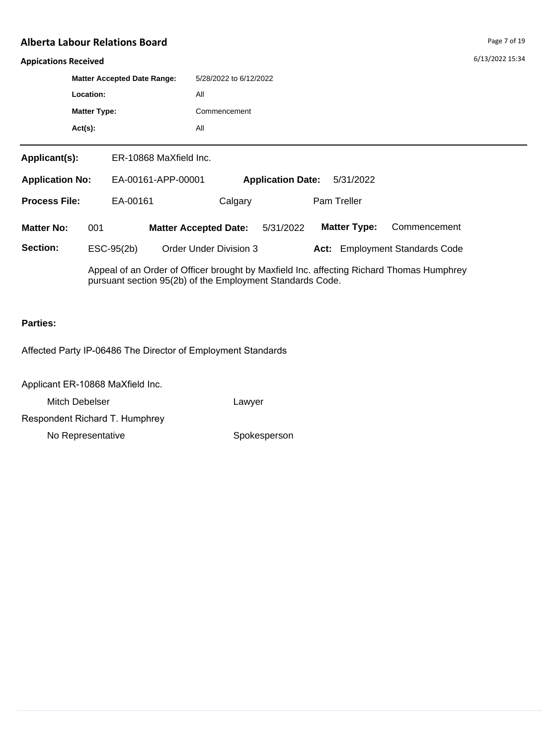**Alberta Labour Relations Board**

**Appications Received**

| | |
|---|---|
| **Matter Accepted Date Range:** | 5/28/2022 to 6/12/2022 |
| **Location:** | All |
| **Matter Type:** | Commencement |
| **Act(s):** | All |

---

**Applicant(s):** ER-10868 MaXfield Inc.

**Application No:** EA-00161-APP-00001 **Application Date:** 5/31/2022

**Process File:** EA-00161 Calgary Pam Treller

**Matter No:** 001 **Matter Accepted Date:** 5/31/2022 **Matter Type:** Commencement

**Section:** ESC-95(2b) Order Under Division 3 **Act:** Employment Standards Code

Appeal of an Order of Officer brought by Maxfield Inc. affecting Richard Thomas Humphrey pursuant section 95(2b) of the Employment Standards Code.

**Parties:**

Affected Party IP-06486 The Director of Employment Standards

Applicant ER-10868 MaXfield Inc.

| | |
|---|---|
| Mitch Debelser | Lawyer |

Respondent Richard T. Humphrey

| | |
|---|---|
| No Representative | Spokesperson |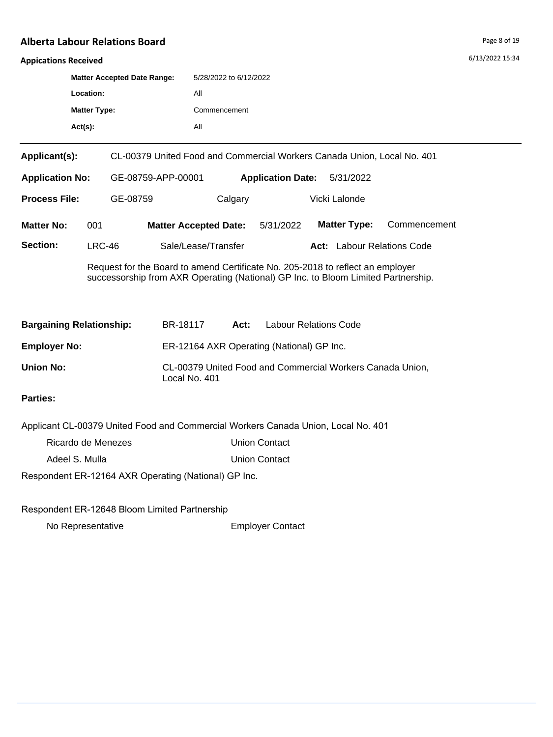**Alberta Labour Relations Board**

**Appications Received**

| | |
|---|---|
| **Matter Accepted Date Range:** | 5/28/2022 to 6/12/2022 |
| **Location:** | All |
| **Matter Type:** | Commencement |
| **Act(s):** | All |

---

**Applicant(s):** CL-00379 United Food and Commercial Workers Canada Union, Local No. 401

**Application No:** GE-08759-APP-00001 **Application Date:** 5/31/2022

**Process File:** GE-08759 Calgary Vicki Lalonde

**Matter No:** 001 **Matter Accepted Date:** 5/31/2022 **Matter Type:** Commencement

**Section:** LRC-46 Sale/Lease/Transfer **Act:** Labour Relations Code

Request for the Board to amend Certificate No. 205-2018 to reflect an employer successorship from AXR Operating (National) GP Inc. to Bloom Limited Partnership.

**Bargaining Relationship:** BR-18117 **Act:** Labour Relations Code

**Employer No:** ER-12164 AXR Operating (National) GP Inc.

**Union No:** CL-00379 United Food and Commercial Workers Canada Union, Local No. 401

**Parties:**

Applicant CL-00379 United Food and Commercial Workers Canada Union, Local No. 401

| | |
|---|---|
| Ricardo de Menezes | Union Contact |
| Adeel S. Mulla | Union Contact |

Respondent ER-12164 AXR Operating (National) GP Inc.

Respondent ER-12648 Bloom Limited Partnership

| | |
|---|---|
| No Representative | Employer Contact |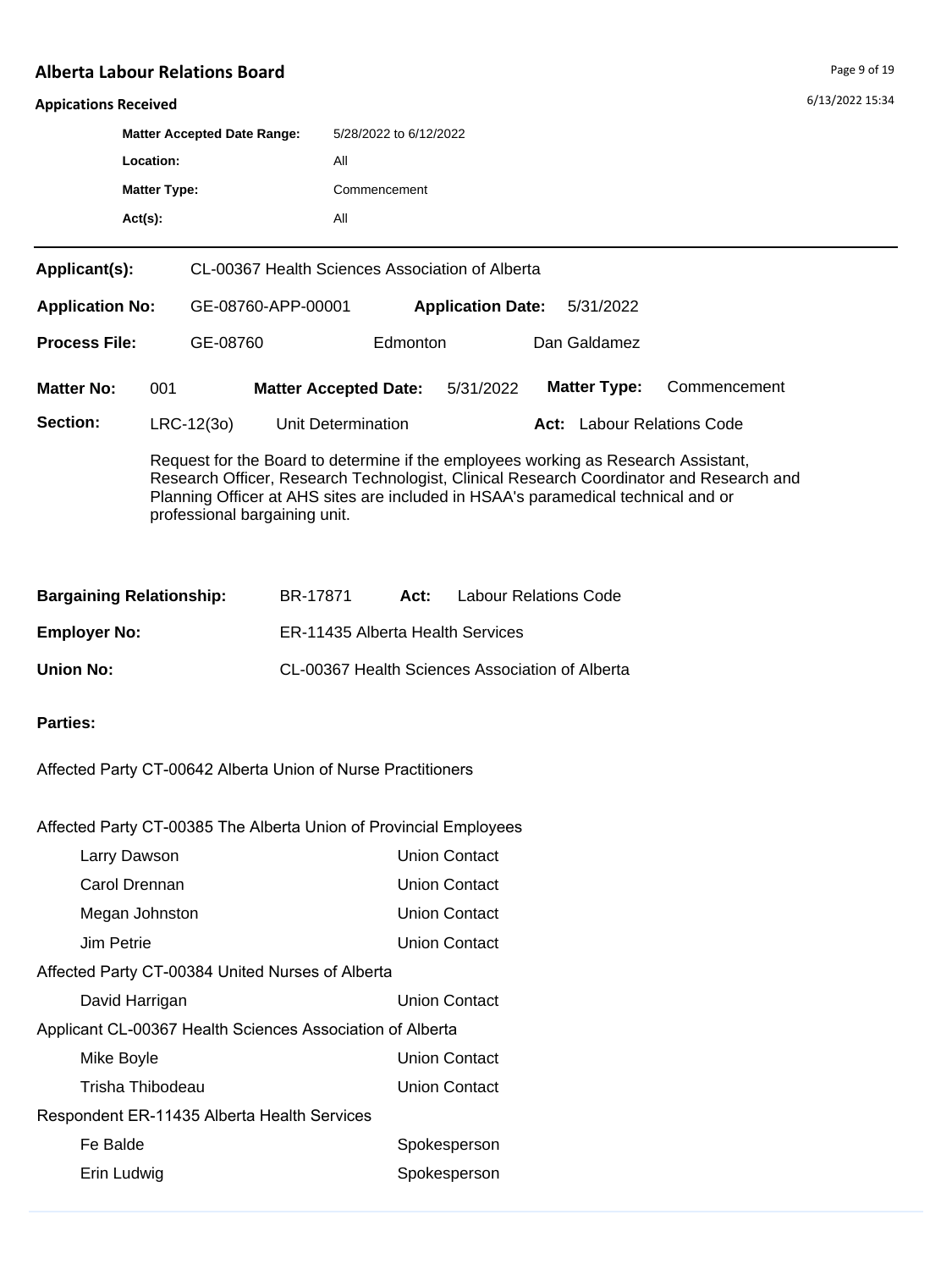# Alberta Labour Relations Board

## Appications Received

**Matter Accepted Date Range:** 5/28/2022 to 6/12/2022

**Location:** All

**Matter Type:** Commencement

**Act(s):** All

---

**Applicant(s):** CL-00367 Health Sciences Association of Alberta

**Application No:** GE-08760-APP-00001 **Application Date:** 5/31/2022

**Process File:** GE-08760 Edmonton Dan Galdamez

**Matter No:** 001 **Matter Accepted Date:** 5/31/2022 **Matter Type:** Commencement

**Section:** LRC-12(3o) Unit Determination **Act:** Labour Relations Code

Request for the Board to determine if the employees working as Research Assistant, Research Officer, Research Technologist, Clinical Research Coordinator and Research and Planning Officer at AHS sites are included in HSAA's paramedical technical and or professional bargaining unit.

**Bargaining Relationship:** BR-17871 **Act:** Labour Relations Code

**Employer No:** ER-11435 Alberta Health Services

**Union No:** CL-00367 Health Sciences Association of Alberta

**Parties:**

Affected Party CT-00642 Alberta Union of Nurse Practitioners

Affected Party CT-00385 The Alberta Union of Provincial Employees

| | |
|---|---|
| Larry Dawson | Union Contact |
| Carol Drennan | Union Contact |
| Megan Johnston | Union Contact |
| Jim Petrie | Union Contact |

Affected Party CT-00384 United Nurses of Alberta

| | |
|---|---|
| David Harrigan | Union Contact |

Applicant CL-00367 Health Sciences Association of Alberta

| | |
|---|---|
| Mike Boyle | Union Contact |
| Trisha Thibodeau | Union Contact |

Respondent ER-11435 Alberta Health Services

| | |
|---|---|
| Fe Balde | Spokesperson |
| Erin Ludwig | Spokesperson |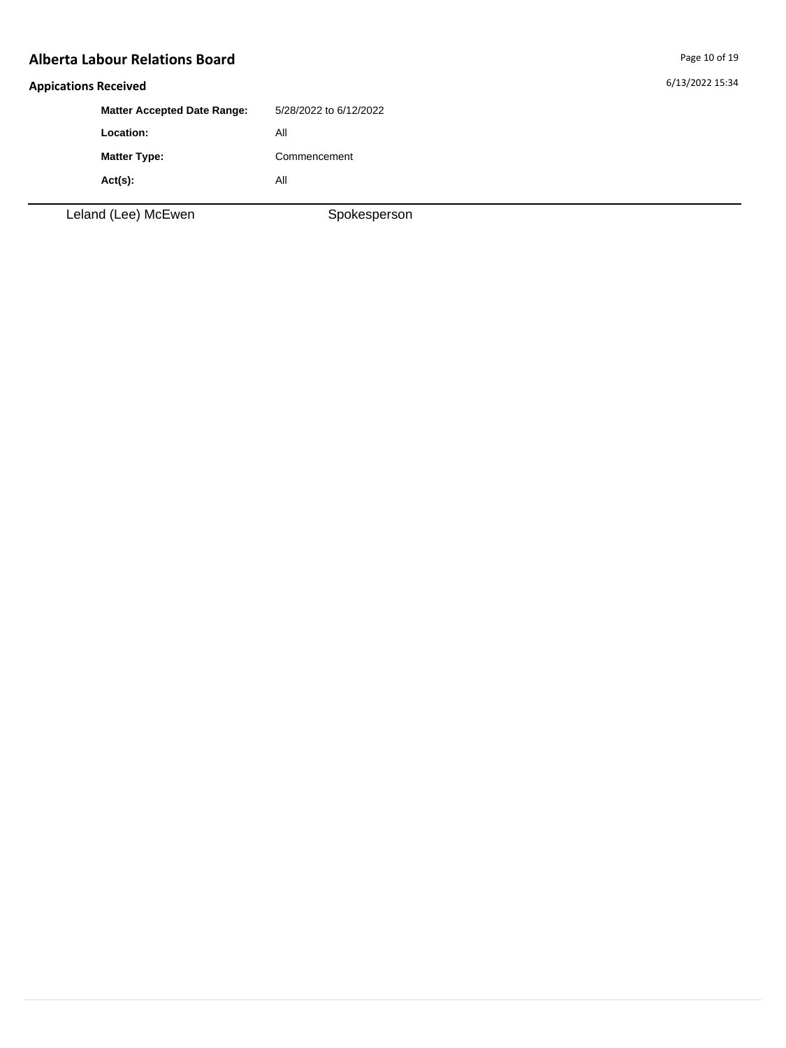# Alberta Labour Relations Board

## Appications Received

| | |
|---|---|
| **Matter Accepted Date Range:** | 5/28/2022 to 6/12/2022 |
| **Location:** | All |
| **Matter Type:** | Commencement |
| **Act(s):** | All |

| | |
|---|---|
| Leland (Lee) McEwen | Spokesperson |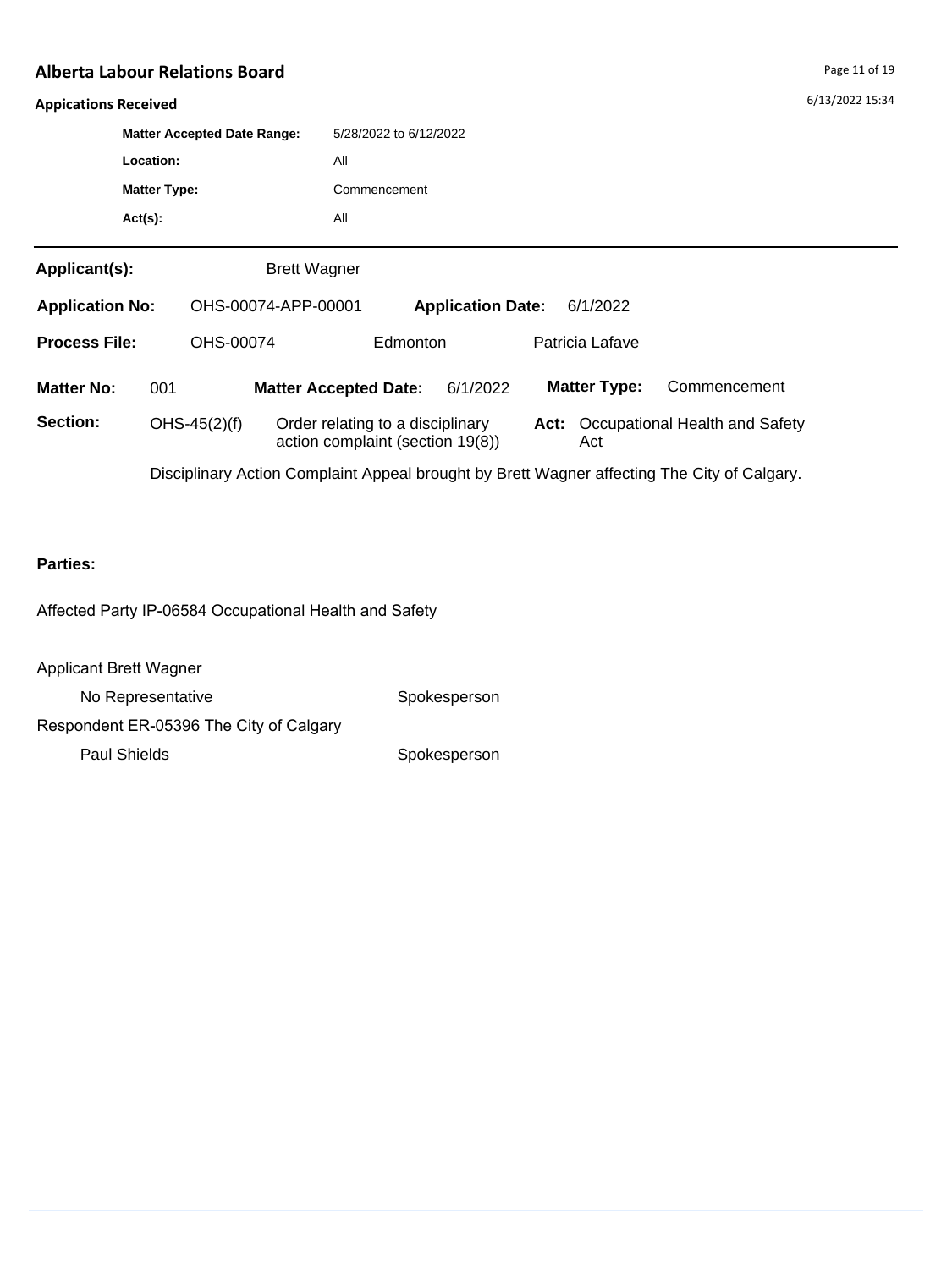## Alberta Labour Relations Board

### Appications Received

| | |
|---|---|
| **Matter Accepted Date Range:** | 5/28/2022 to 6/12/2022 |
| **Location:** | All |
| **Matter Type:** | Commencement |
| **Act(s):** | All |

---

**Applicant(s):** Brett Wagner

**Application No:** OHS-00074-APP-00001 **Application Date:** 6/1/2022

**Process File:** OHS-00074 Edmonton Patricia Lafave

**Matter No:** 001 **Matter Accepted Date:** 6/1/2022 **Matter Type:** Commencement

**Section:** OHS-45(2)(f) Order relating to a disciplinary action complaint (section 19(8)) **Act:** Occupational Health and Safety Act

Disciplinary Action Complaint Appeal brought by Brett Wagner affecting The City of Calgary.

**Parties:**

Affected Party IP-06584 Occupational Health and Safety

Applicant Brett Wagner

| | |
|---|---|
| No Representative | Spokesperson |

Respondent ER-05396 The City of Calgary

| | |
|---|---|
| Paul Shields | Spokesperson |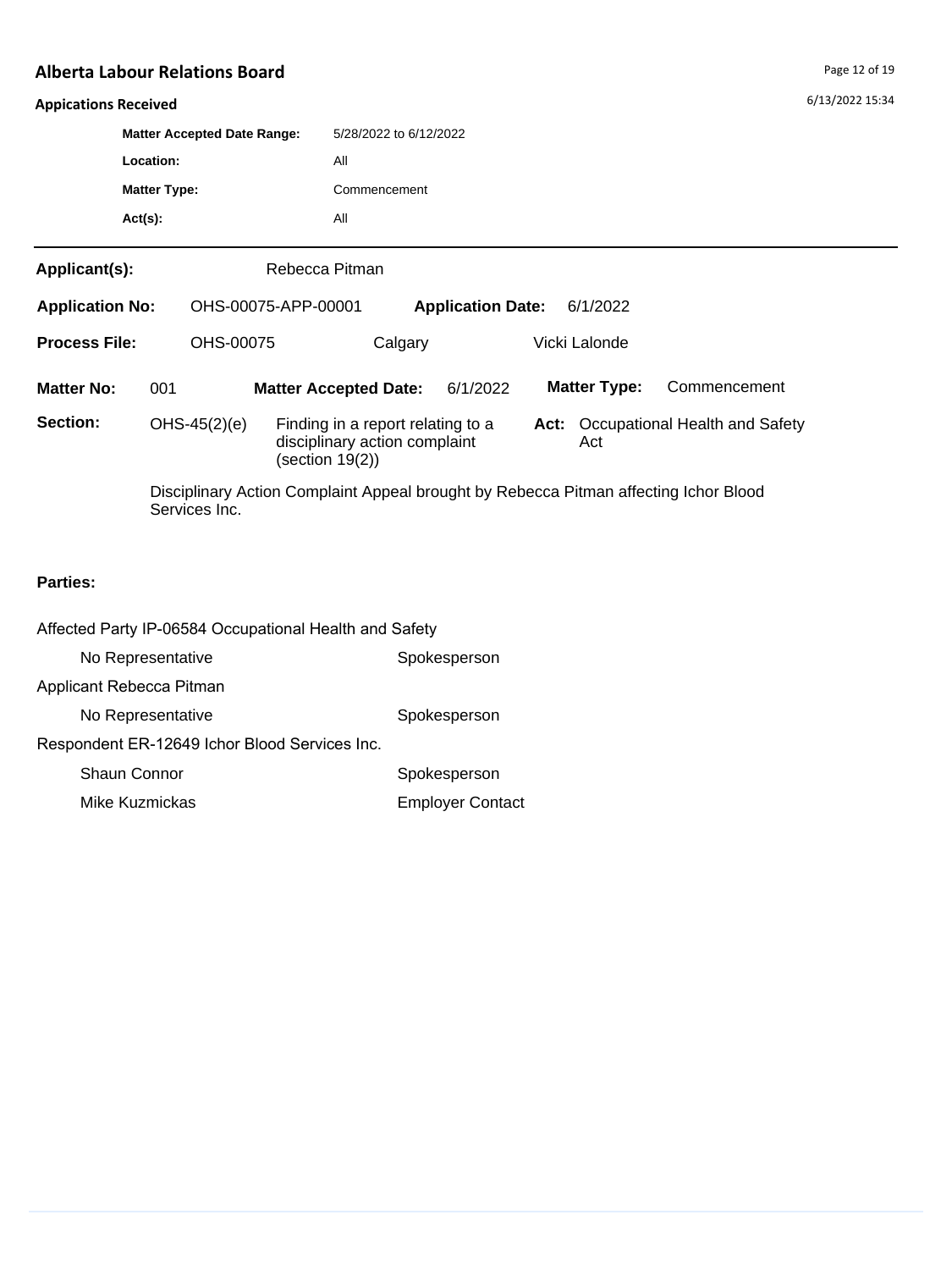## Alberta Labour Relations Board

**Appications Received**

| | |
|---|---|
| **Matter Accepted Date Range:** | 5/28/2022 to 6/12/2022 |
| **Location:** | All |
| **Matter Type:** | Commencement |
| **Act(s):** | All |

---

**Applicant(s):** Rebecca Pitman

**Application No:** OHS-00075-APP-00001 **Application Date:** 6/1/2022

**Process File:** OHS-00075 Calgary Vicki Lalonde

**Matter No:** 001 **Matter Accepted Date:** 6/1/2022 **Matter Type:** Commencement

**Section:** OHS-45(2)(e) Finding in a report relating to a disciplinary action complaint (section 19(2)) **Act:** Occupational Health and Safety Act

Disciplinary Action Complaint Appeal brought by Rebecca Pitman affecting Ichor Blood Services Inc.

**Parties:**

Affected Party IP-06584 Occupational Health and Safety

| | |
|---|---|
| No Representative | Spokesperson |

Applicant Rebecca Pitman

| | |
|---|---|
| No Representative | Spokesperson |

Respondent ER-12649 Ichor Blood Services Inc.

| | |
|---|---|
| Shaun Connor | Spokesperson |
| Mike Kuzmickas | Employer Contact |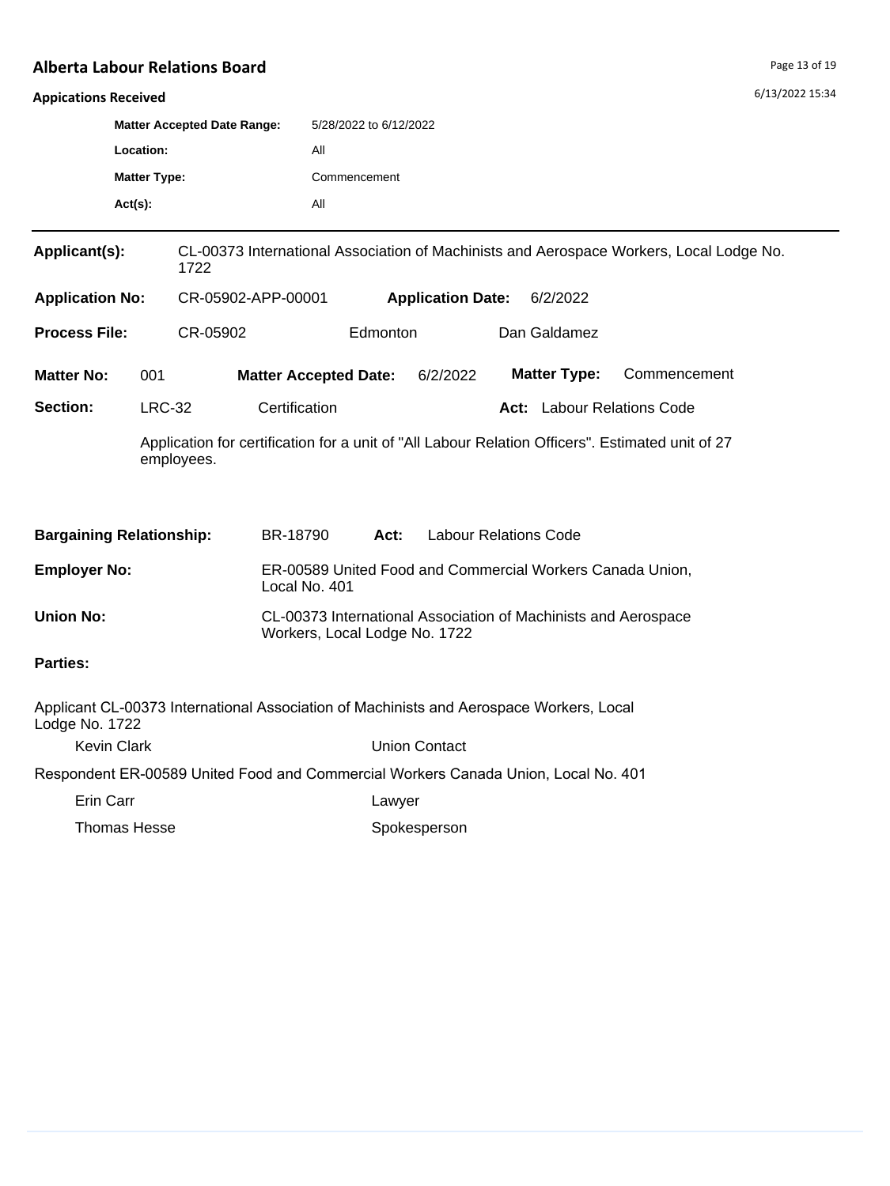**Alberta Labour Relations Board**

**Appications Received**

| | |
|---|---|
| **Matter Accepted Date Range:** | 5/28/2022 to 6/12/2022 |
| **Location:** | All |
| **Matter Type:** | Commencement |
| **Act(s):** | All |

---

**Applicant(s):** CL-00373 International Association of Machinists and Aerospace Workers, Local Lodge No. 1722

**Application No:** CR-05902-APP-00001 **Application Date:** 6/2/2022

**Process File:** CR-05902 Edmonton Dan Galdamez

**Matter No:** 001 **Matter Accepted Date:** 6/2/2022 **Matter Type:** Commencement

**Section:** LRC-32 Certification **Act:** Labour Relations Code

Application for certification for a unit of "All Labour Relation Officers". Estimated unit of 27 employees.

**Bargaining Relationship:** BR-18790 **Act:** Labour Relations Code

**Employer No:** ER-00589 United Food and Commercial Workers Canada Union, Local No. 401

**Union No:** CL-00373 International Association of Machinists and Aerospace Workers, Local Lodge No. 1722

**Parties:**

Applicant CL-00373 International Association of Machinists and Aerospace Workers, Local Lodge No. 1722

| | |
|---|---|
| Kevin Clark | Union Contact |

Respondent ER-00589 United Food and Commercial Workers Canada Union, Local No. 401

| | |
|---|---|
| Erin Carr | Lawyer |
| Thomas Hesse | Spokesperson |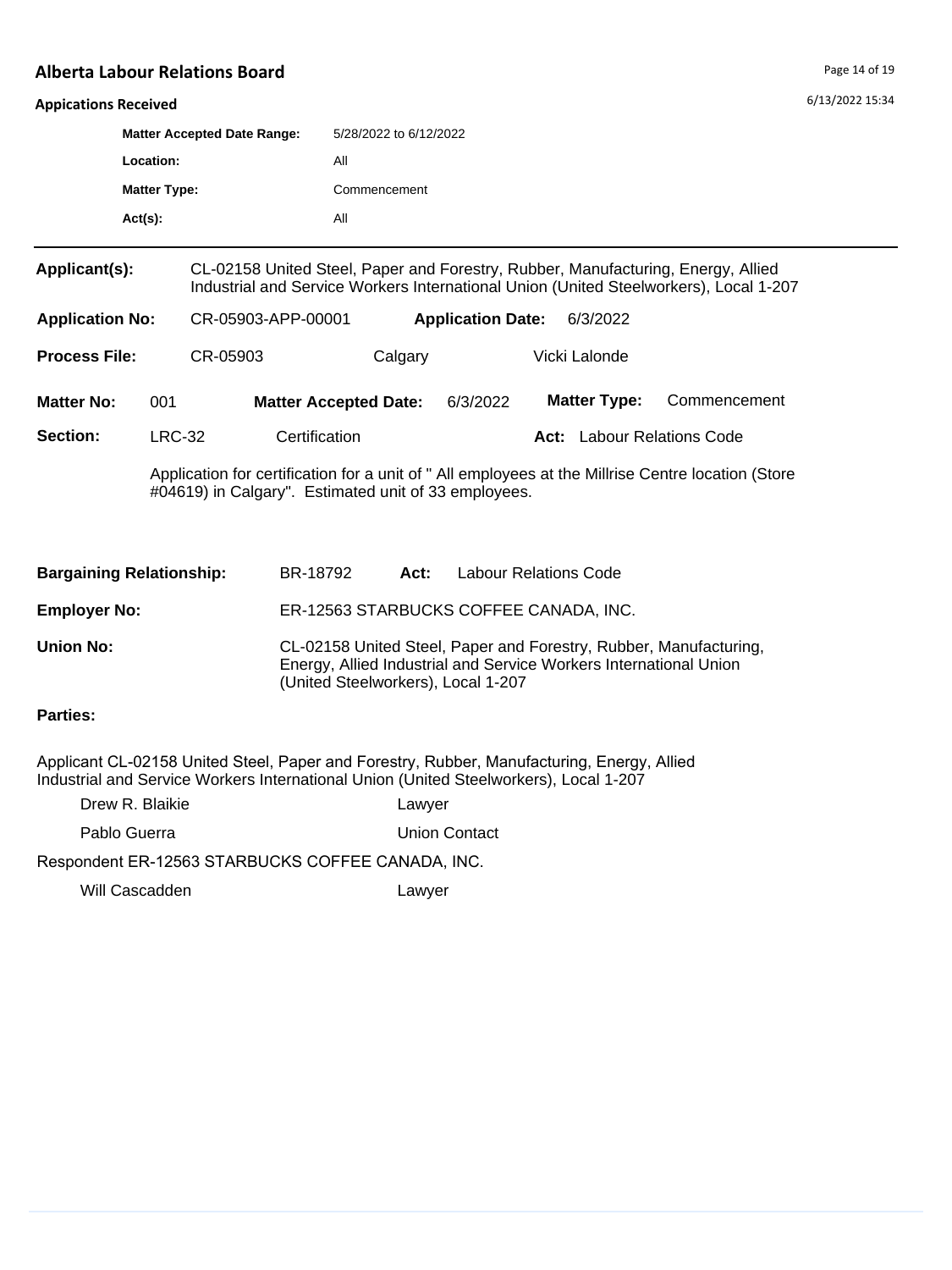# Alberta Labour Relations Board

**Appications Received**

| | |
|---|---|
| **Matter Accepted Date Range:** | 5/28/2022 to 6/12/2022 |
| **Location:** | All |
| **Matter Type:** | Commencement |
| **Act(s):** | All |

---

**Applicant(s):** CL-02158 United Steel, Paper and Forestry, Rubber, Manufacturing, Energy, Allied Industrial and Service Workers International Union (United Steelworkers), Local 1-207

**Application No:** CR-05903-APP-00001 **Application Date:** 6/3/2022

**Process File:** CR-05903 Calgary Vicki Lalonde

**Matter No:** 001 **Matter Accepted Date:** 6/3/2022 **Matter Type:** Commencement

**Section:** LRC-32 Certification **Act:** Labour Relations Code

Application for certification for a unit of " All employees at the Millrise Centre location (Store #04619) in Calgary". Estimated unit of 33 employees.

**Bargaining Relationship:** BR-18792 **Act:** Labour Relations Code

**Employer No:** ER-12563 STARBUCKS COFFEE CANADA, INC.

**Union No:** CL-02158 United Steel, Paper and Forestry, Rubber, Manufacturing, Energy, Allied Industrial and Service Workers International Union (United Steelworkers), Local 1-207

**Parties:**

Applicant CL-02158 United Steel, Paper and Forestry, Rubber, Manufacturing, Energy, Allied Industrial and Service Workers International Union (United Steelworkers), Local 1-207

| | |
|---|---|
| Drew R. Blaikie | Lawyer |
| Pablo Guerra | Union Contact |

Respondent ER-12563 STARBUCKS COFFEE CANADA, INC.

| | |
|---|---|
| Will Cascadden | Lawyer |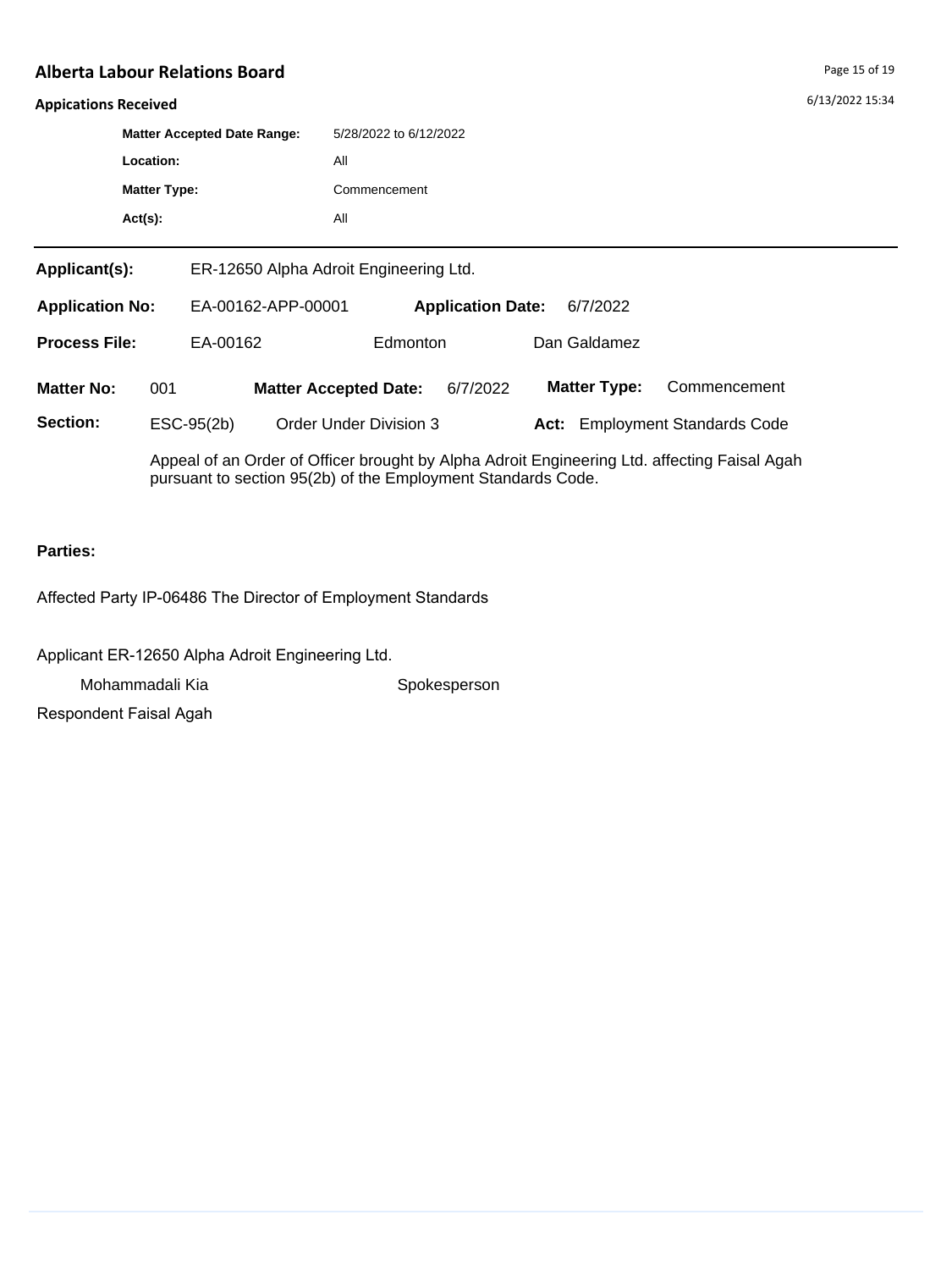**Alberta Labour Relations Board**

**Appications Received**

| | |
|---|---|
| **Matter Accepted Date Range:** | 5/28/2022 to 6/12/2022 |
| **Location:** | All |
| **Matter Type:** | Commencement |
| **Act(s):** | All |

---

**Applicant(s):** ER-12650 Alpha Adroit Engineering Ltd.

**Application No:** EA-00162-APP-00001 **Application Date:** 6/7/2022

**Process File:** EA-00162 Edmonton Dan Galdamez

**Matter No:** 001 **Matter Accepted Date:** 6/7/2022 **Matter Type:** Commencement

**Section:** ESC-95(2b) Order Under Division 3 **Act:** Employment Standards Code

Appeal of an Order of Officer brought by Alpha Adroit Engineering Ltd. affecting Faisal Agah pursuant to section 95(2b) of the Employment Standards Code.

**Parties:**

Affected Party IP-06486 The Director of Employment Standards

Applicant ER-12650 Alpha Adroit Engineering Ltd.

Mohammadali Kia Spokesperson

Respondent Faisal Agah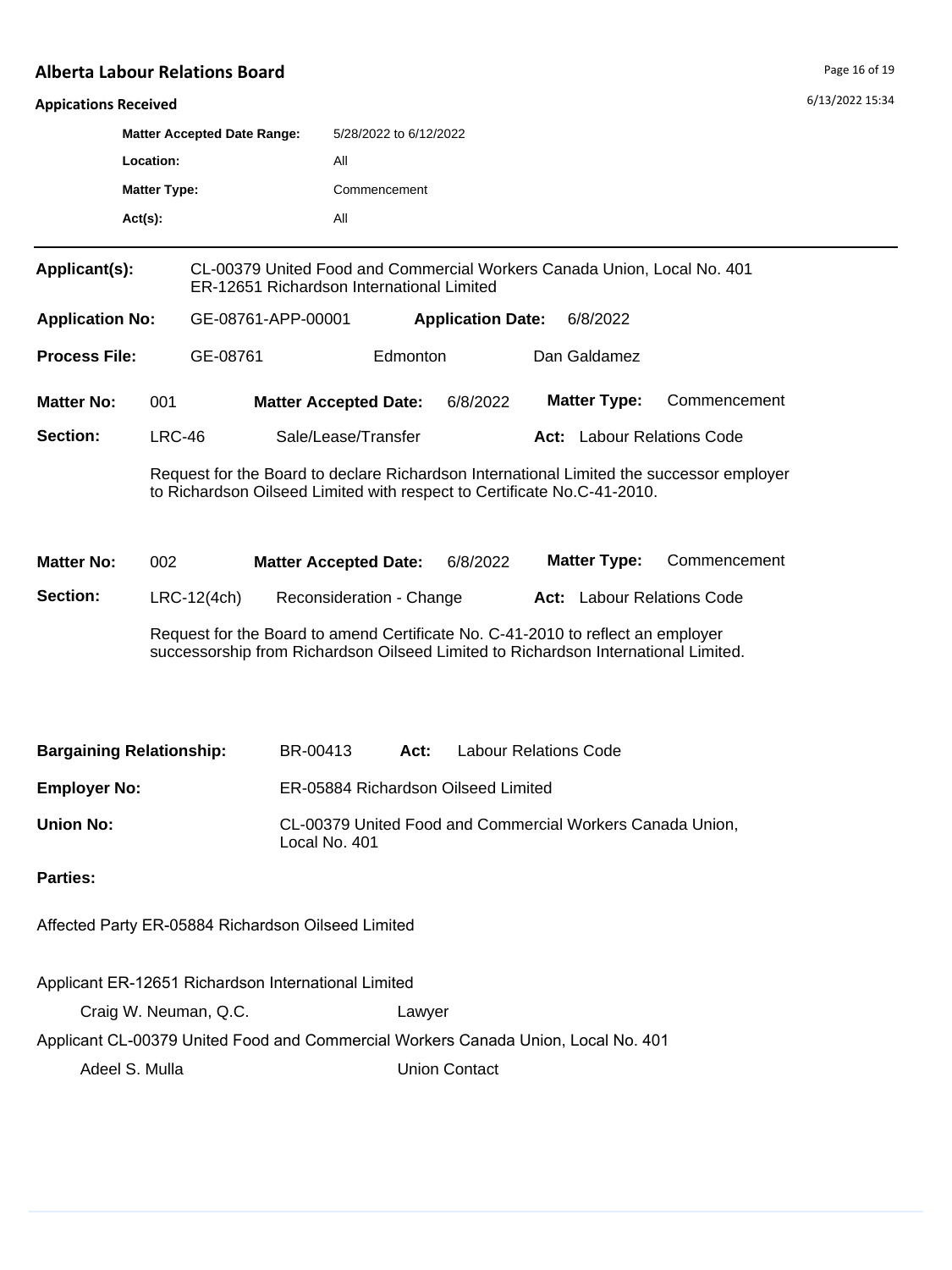**Alberta Labour Relations Board**

**Appications Received**

**Matter Accepted Date Range:** 5/28/2022 to 6/12/2022

**Location:** All

**Matter Type:** Commencement

**Act(s):** All

---

**Applicant(s):** CL-00379 United Food and Commercial Workers Canada Union, Local No. 401
ER-12651 Richardson International Limited

**Application No:** GE-08761-APP-00001 **Application Date:** 6/8/2022

**Process File:** GE-08761 Edmonton Dan Galdamez

**Matter No:** 001 **Matter Accepted Date:** 6/8/2022 **Matter Type:** Commencement

**Section:** LRC-46 Sale/Lease/Transfer **Act:** Labour Relations Code

Request for the Board to declare Richardson International Limited the successor employer to Richardson Oilseed Limited with respect to Certificate No.C-41-2010.

**Matter No:** 002 **Matter Accepted Date:** 6/8/2022 **Matter Type:** Commencement

**Section:** LRC-12(4ch) Reconsideration - Change **Act:** Labour Relations Code

Request for the Board to amend Certificate No. C-41-2010 to reflect an employer successorship from Richardson Oilseed Limited to Richardson International Limited.

**Bargaining Relationship:** BR-00413 **Act:** Labour Relations Code

**Employer No:** ER-05884 Richardson Oilseed Limited

**Union No:** CL-00379 United Food and Commercial Workers Canada Union, Local No. 401

**Parties:**

Affected Party ER-05884 Richardson Oilseed Limited

Applicant ER-12651 Richardson International Limited

Craig W. Neuman, Q.C. Lawyer

Applicant CL-00379 United Food and Commercial Workers Canada Union, Local No. 401

Adeel S. Mulla Union Contact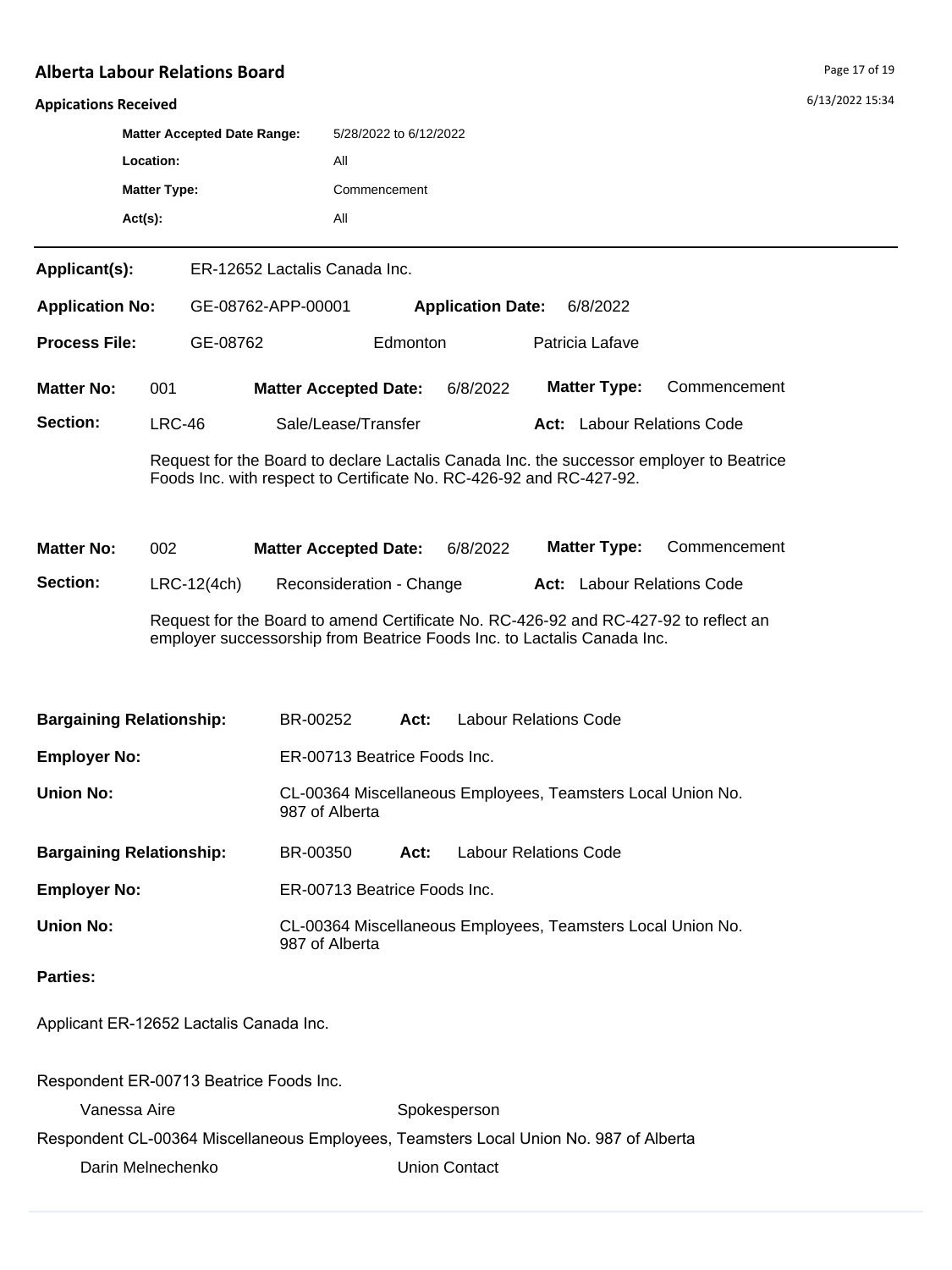# Alberta Labour Relations Board

**Appications Received**

| | |
|---|---|
| **Matter Accepted Date Range:** | 5/28/2022 to 6/12/2022 |
| **Location:** | All |
| **Matter Type:** | Commencement |
| **Act(s):** | All |

---

**Applicant(s):** ER-12652 Lactalis Canada Inc.

**Application No:** GE-08762-APP-00001 **Application Date:** 6/8/2022

**Process File:** GE-08762 Edmonton Patricia Lafave

**Matter No:** 001 **Matter Accepted Date:** 6/8/2022 **Matter Type:** Commencement

**Section:** LRC-46 Sale/Lease/Transfer **Act:** Labour Relations Code

Request for the Board to declare Lactalis Canada Inc. the successor employer to Beatrice Foods Inc. with respect to Certificate No. RC-426-92 and RC-427-92.

**Matter No:** 002 **Matter Accepted Date:** 6/8/2022 **Matter Type:** Commencement

**Section:** LRC-12(4ch) Reconsideration - Change **Act:** Labour Relations Code

Request for the Board to amend Certificate No. RC-426-92 and RC-427-92 to reflect an employer successorship from Beatrice Foods Inc. to Lactalis Canada Inc.

**Bargaining Relationship:** BR-00252 **Act:** Labour Relations Code

**Employer No:** ER-00713 Beatrice Foods Inc.

**Union No:** CL-00364 Miscellaneous Employees, Teamsters Local Union No. 987 of Alberta

**Bargaining Relationship:** BR-00350 **Act:** Labour Relations Code

**Employer No:** ER-00713 Beatrice Foods Inc.

**Union No:** CL-00364 Miscellaneous Employees, Teamsters Local Union No. 987 of Alberta

**Parties:**

Applicant ER-12652 Lactalis Canada Inc.

Respondent ER-00713 Beatrice Foods Inc.

Vanessa Aire Spokesperson

Respondent CL-00364 Miscellaneous Employees, Teamsters Local Union No. 987 of Alberta

Darin Melnechenko Union Contact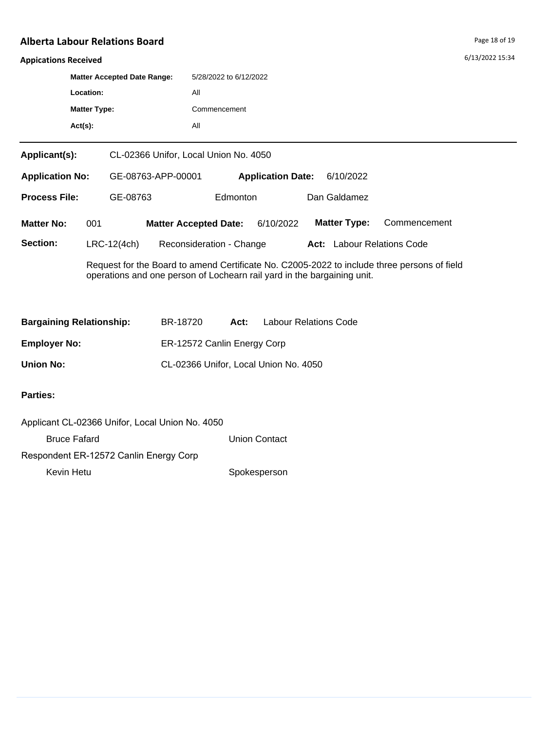**Alberta Labour Relations Board**

**Appications Received**

6/13/2022 15:34

| | |
|---|---|
| **Matter Accepted Date Range:** | 5/28/2022 to 6/12/2022 |
| **Location:** | All |
| **Matter Type:** | Commencement |
| **Act(s):** | All |

---

**Applicant(s):** CL-02366 Unifor, Local Union No. 4050

**Application No:** GE-08763-APP-00001 **Application Date:** 6/10/2022

**Process File:** GE-08763 Edmonton Dan Galdamez

**Matter No:** 001 **Matter Accepted Date:** 6/10/2022 **Matter Type:** Commencement

**Section:** LRC-12(4ch) Reconsideration - Change **Act:** Labour Relations Code

Request for the Board to amend Certificate No. C2005-2022 to include three persons of field operations and one person of Lochearn rail yard in the bargaining unit.

**Bargaining Relationship:** BR-18720 **Act:** Labour Relations Code

**Employer No:** ER-12572 Canlin Energy Corp

**Union No:** CL-02366 Unifor, Local Union No. 4050

**Parties:**

Applicant CL-02366 Unifor, Local Union No. 4050

Bruce Fafard — Union Contact

Respondent ER-12572 Canlin Energy Corp

Kevin Hetu — Spokesperson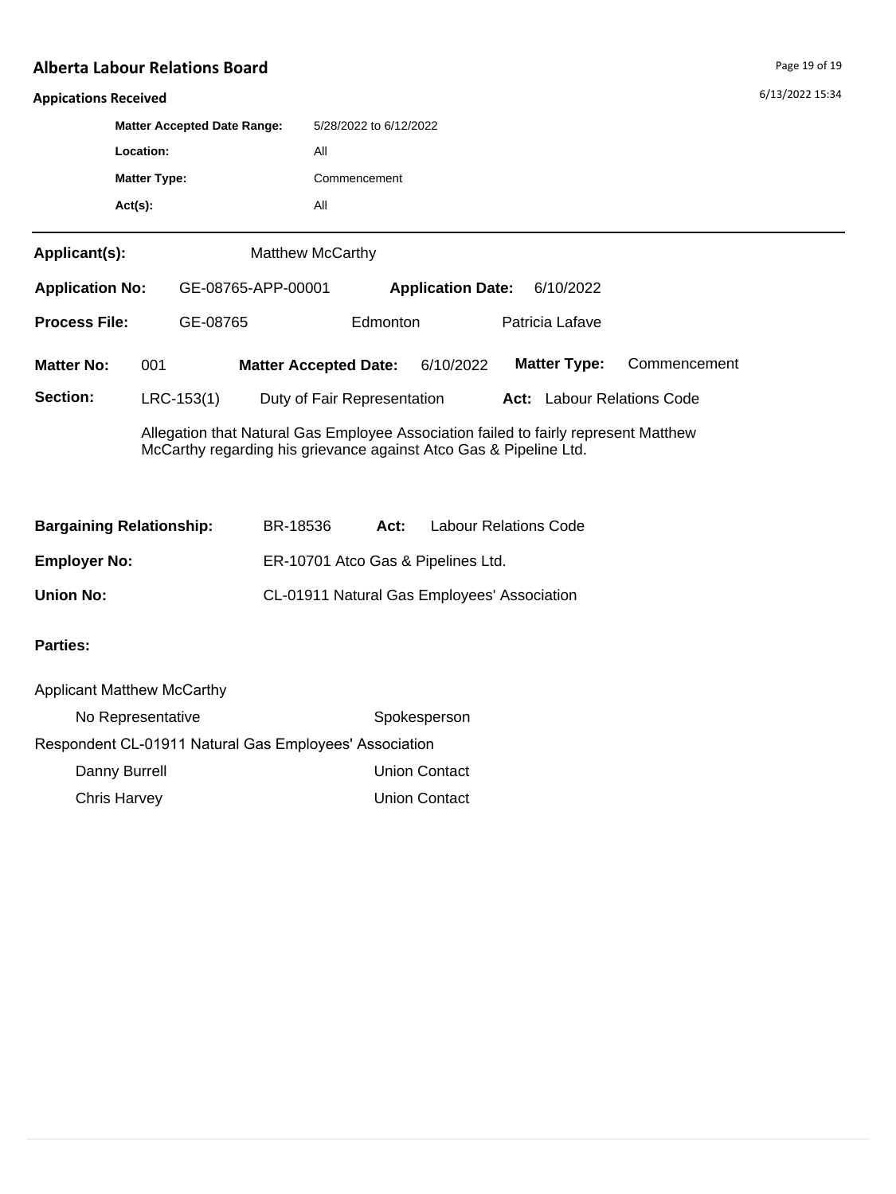**Alberta Labour Relations Board**

**Appications Received**

| | |
|---|---|
| **Matter Accepted Date Range:** | 5/28/2022 to 6/12/2022 |
| **Location:** | All |
| **Matter Type:** | Commencement |
| **Act(s):** | All |

---

**Applicant(s):** Matthew McCarthy

**Application No:** GE-08765-APP-00001 **Application Date:** 6/10/2022

**Process File:** GE-08765 Edmonton Patricia Lafave

**Matter No:** 001 **Matter Accepted Date:** 6/10/2022 **Matter Type:** Commencement

**Section:** LRC-153(1) Duty of Fair Representation **Act:** Labour Relations Code

Allegation that Natural Gas Employee Association failed to fairly represent Matthew McCarthy regarding his grievance against Atco Gas & Pipeline Ltd.

**Bargaining Relationship:** BR-18536 **Act:** Labour Relations Code

**Employer No:** ER-10701 Atco Gas & Pipelines Ltd.

**Union No:** CL-01911 Natural Gas Employees' Association

**Parties:**

Applicant Matthew McCarthy

| | |
|---|---|
| No Representative | Spokesperson |

Respondent CL-01911 Natural Gas Employees' Association

| | |
|---|---|
| Danny Burrell | Union Contact |
| Chris Harvey | Union Contact |